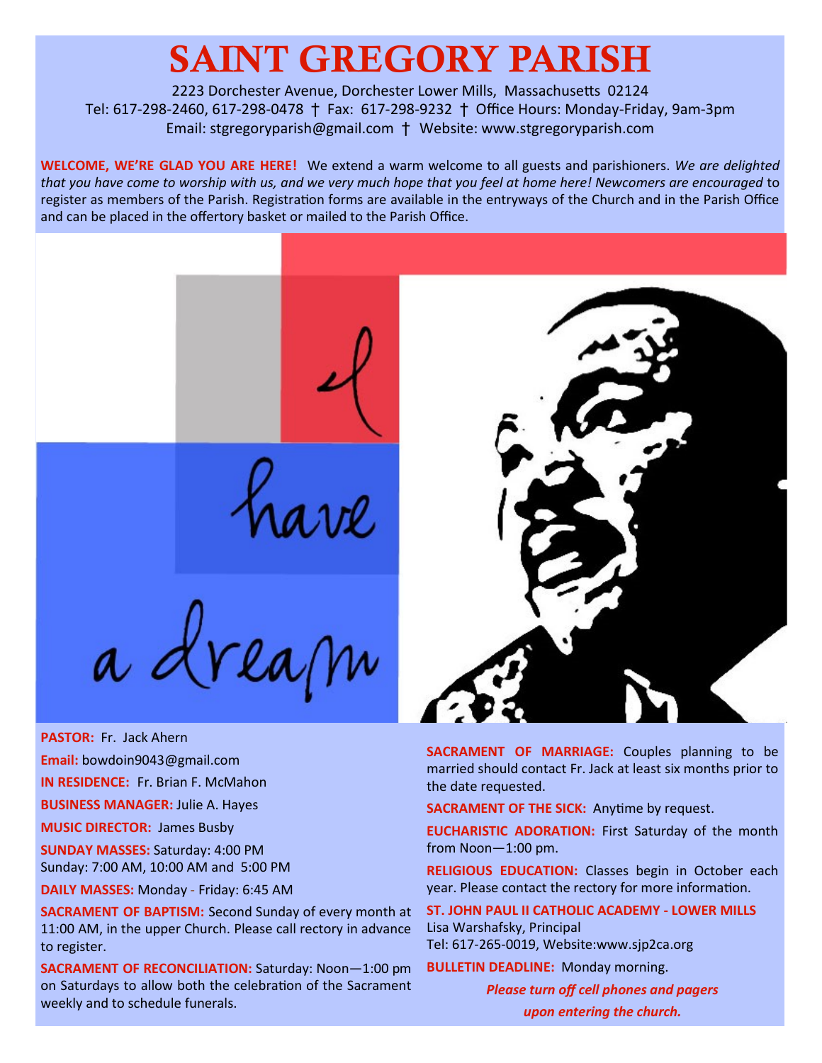# SAINT GREGORY PARISH

2223 Dorchester Avenue, Dorchester Lower Mills, Massachusetts 02124
Tel: 617-298-2460, 617-298-0478 † Fax: 617-298-9232 † Office Hours: Monday-Friday, 9am-3pm
Email: stgregoryparish@gmail.com † Website: www.stgregoryparish.com

**WELCOME, WE'RE GLAD YOU ARE HERE!** We extend a warm welcome to all guests and parishioners. *We are delighted that you have come to worship with us, and we very much hope that you feel at home here! Newcomers are encouraged* to register as members of the Parish. Registration forms are available in the entryways of the Church and in the Parish Office and can be placed in the offertory basket or mailed to the Parish Office.

I have a dream

**PASTOR:** Fr. Jack Ahern

**Email:** bowdoin9043@gmail.com

**IN RESIDENCE:** Fr. Brian F. McMahon

**BUSINESS MANAGER:** Julie A. Hayes

**MUSIC DIRECTOR:** James Busby

**SUNDAY MASSES:** Saturday: 4:00 PM
Sunday: 7:00 AM, 10:00 AM and 5:00 PM

**DAILY MASSES:** Monday - Friday: 6:45 AM

**SACRAMENT OF BAPTISM:** Second Sunday of every month at 11:00 AM, in the upper Church. Please call rectory in advance to register.

**SACRAMENT OF RECONCILIATION:** Saturday: Noon—1:00 pm on Saturdays to allow both the celebration of the Sacrament weekly and to schedule funerals.

**SACRAMENT OF MARRIAGE:** Couples planning to be married should contact Fr. Jack at least six months prior to the date requested.

**SACRAMENT OF THE SICK:** Anytime by request.

**EUCHARISTIC ADORATION:** First Saturday of the month from Noon—1:00 pm.

**RELIGIOUS EDUCATION:** Classes begin in October each year. Please contact the rectory for more information.

**ST. JOHN PAUL II CATHOLIC ACADEMY - LOWER MILLS**
Lisa Warshafsky, Principal
Tel: 617-265-0019, Website:www.sjp2ca.org

**BULLETIN DEADLINE:** Monday morning.

***Please turn off cell phones and pagers upon entering the church.***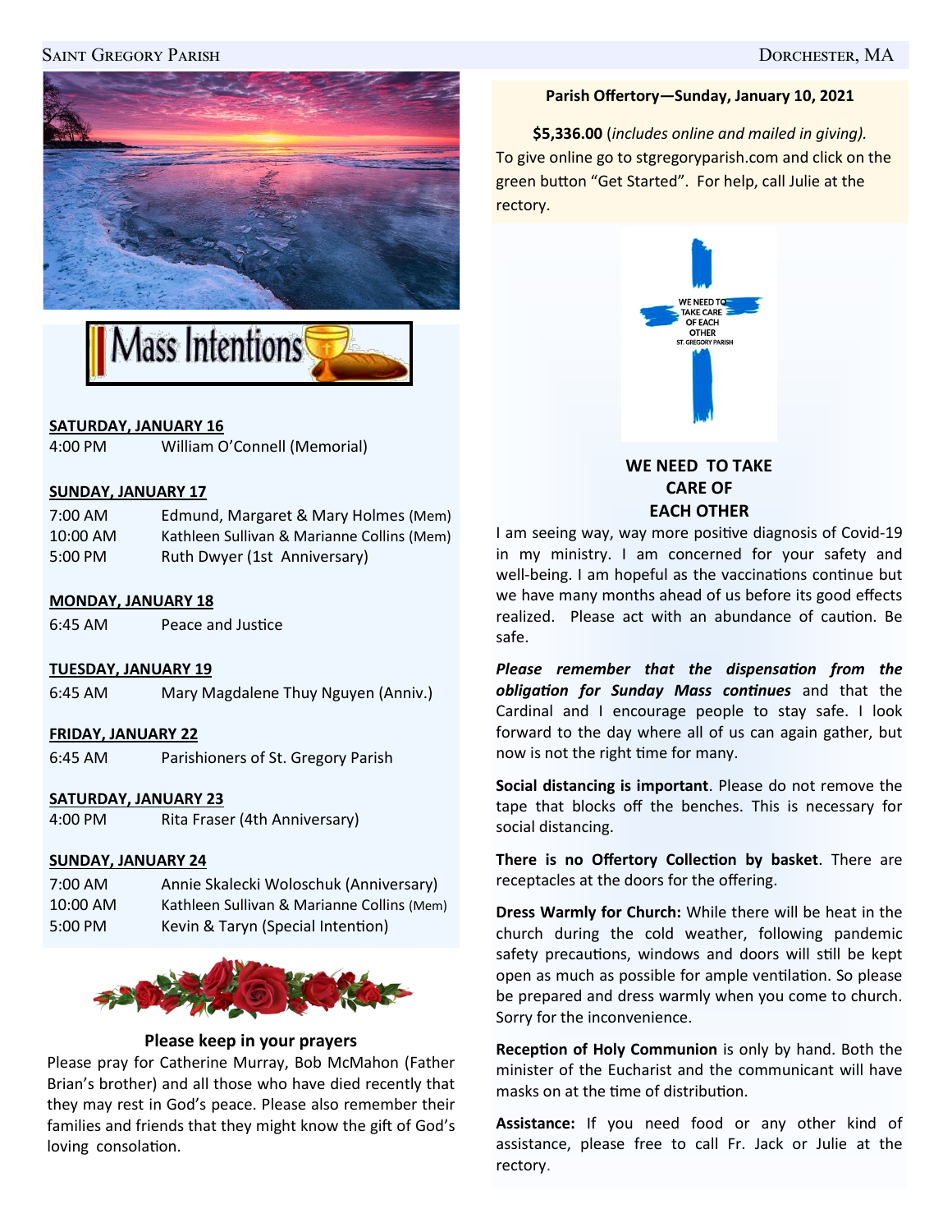## Mass Intentions

**SATURDAY, JANUARY 16**

4:00 PM William O'Connell (Memorial)

**SUNDAY, JANUARY 17**

7:00 AM Edmund, Margaret & Mary Holmes (Mem)
10:00 AM Kathleen Sullivan & Marianne Collins (Mem)
5:00 PM Ruth Dwyer (1st Anniversary)

**MONDAY, JANUARY 18**

6:45 AM Peace and Justice

**TUESDAY, JANUARY 19**

6:45 AM Mary Magdalene Thuy Nguyen (Anniv.)

**FRIDAY, JANUARY 22**

6:45 AM Parishioners of St. Gregory Parish

**SATURDAY, JANUARY 23**

4:00 PM Rita Fraser (4th Anniversary)

**SUNDAY, JANUARY 24**

7:00 AM Annie Skalecki Woloschuk (Anniversary)
10:00 AM Kathleen Sullivan & Marianne Collins (Mem)
5:00 PM Kevin & Taryn (Special Intention)

### Please keep in your prayers

Please pray for Catherine Murray, Bob McMahon (Father Brian's brother) and all those who have died recently that they may rest in God's peace. Please also remember their families and friends that they might know the gift of God's loving consolation.

**Parish Offertory—Sunday, January 10, 2021**

**$5,336.00** (*includes online and mailed in giving).* To give online go to stgregoryparish.com and click on the green button "Get Started". For help, call Julie at the rectory.

WE NEED TO TAKE CARE OF EACH OTHER
ST. GREGORY PARISH

### WE NEED TO TAKE CARE OF EACH OTHER

I am seeing way, way more positive diagnosis of Covid-19 in my ministry. I am concerned for your safety and well-being. I am hopeful as the vaccinations continue but we have many months ahead of us before its good effects realized. Please act with an abundance of caution. Be safe.

***Please remember that the dispensation from the obligation for Sunday Mass continues*** and that the Cardinal and I encourage people to stay safe. I look forward to the day where all of us can again gather, but now is not the right time for many.

**Social distancing is important**. Please do not remove the tape that blocks off the benches. This is necessary for social distancing.

**There is no Offertory Collection by basket**. There are receptacles at the doors for the offering.

**Dress Warmly for Church:** While there will be heat in the church during the cold weather, following pandemic safety precautions, windows and doors will still be kept open as much as possible for ample ventilation. So please be prepared and dress warmly when you come to church. Sorry for the inconvenience.

**Reception of Holy Communion** is only by hand. Both the minister of the Eucharist and the communicant will have masks on at the time of distribution.

**Assistance:** If you need food or any other kind of assistance, please free to call Fr. Jack or Julie at the rectory.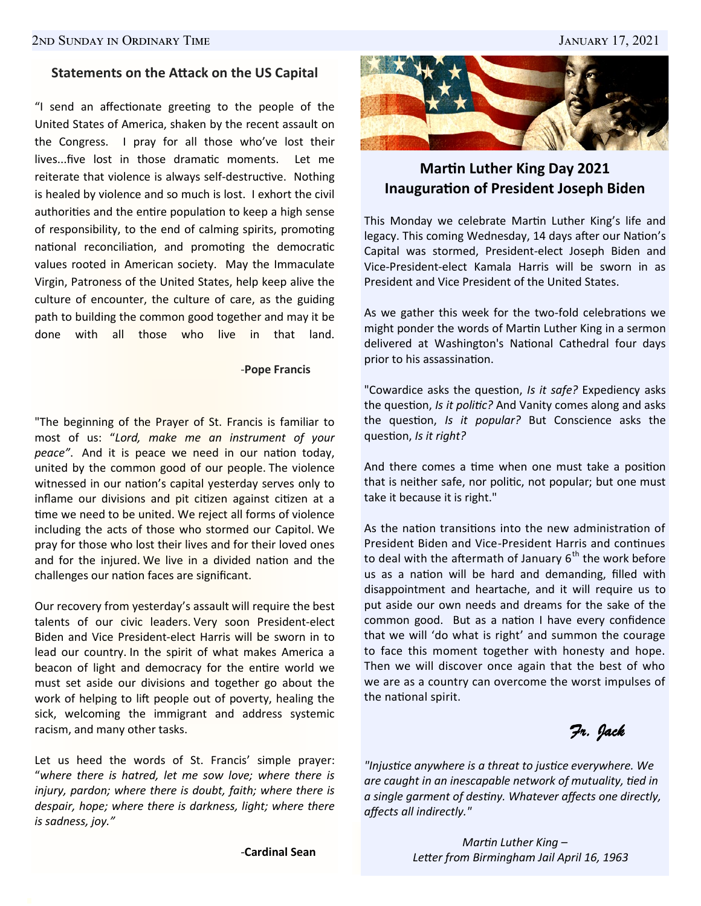## Statements on the Attack on the US Capital

"I send an affectionate greeting to the people of the United States of America, shaken by the recent assault on the Congress. I pray for all those who've lost their lives...five lost in those dramatic moments. Let me reiterate that violence is always self-destructive. Nothing is healed by violence and so much is lost. I exhort the civil authorities and the entire population to keep a high sense of responsibility, to the end of calming spirits, promoting national reconciliation, and promoting the democratic values rooted in American society. May the Immaculate Virgin, Patroness of the United States, help keep alive the culture of encounter, the culture of care, as the guiding path to building the common good together and may it be done with all those who live in that land.

-**Pope Francis**

"The beginning of the Prayer of St. Francis is familiar to most of us: "*Lord, make me an instrument of your peace"*. And it is peace we need in our nation today, united by the common good of our people. The violence witnessed in our nation's capital yesterday serves only to inflame our divisions and pit citizen against citizen at a time we need to be united. We reject all forms of violence including the acts of those who stormed our Capitol. We pray for those who lost their lives and for their loved ones and for the injured. We live in a divided nation and the challenges our nation faces are significant.

Our recovery from yesterday's assault will require the best talents of our civic leaders. Very soon President-elect Biden and Vice President-elect Harris will be sworn in to lead our country. In the spirit of what makes America a beacon of light and democracy for the entire world we must set aside our divisions and together go about the work of helping to lift people out of poverty, healing the sick, welcoming the immigrant and address systemic racism, and many other tasks.

Let us heed the words of St. Francis' simple prayer: "*where there is hatred, let me sow love; where there is injury, pardon; where there is doubt, faith; where there is despair, hope; where there is darkness, light; where there is sadness, joy."*

-**Cardinal Sean**

## Martin Luther King Day 2021
## Inauguration of President Joseph Biden

This Monday we celebrate Martin Luther King's life and legacy. This coming Wednesday, 14 days after our Nation's Capital was stormed, President-elect Joseph Biden and Vice-President-elect Kamala Harris will be sworn in as President and Vice President of the United States.

As we gather this week for the two-fold celebrations we might ponder the words of Martin Luther King in a sermon delivered at Washington's National Cathedral four days prior to his assassination.

"Cowardice asks the question, *Is it safe?* Expediency asks the question, *Is it politic?* And Vanity comes along and asks the question, *Is it popular?* But Conscience asks the question, *Is it right?*

And there comes a time when one must take a position that is neither safe, nor politic, not popular; but one must take it because it is right."

As the nation transitions into the new administration of President Biden and Vice-President Harris and continues to deal with the aftermath of January 6th the work before us as a nation will be hard and demanding, filled with disappointment and heartache, and it will require us to put aside our own needs and dreams for the sake of the common good. But as a nation I have every confidence that we will 'do what is right' and summon the courage to face this moment together with honesty and hope. Then we will discover once again that the best of who we are as a country can overcome the worst impulses of the national spirit.

*Fr. Jack*

*"Injustice anywhere is a threat to justice everywhere. We are caught in an inescapable network of mutuality, tied in a single garment of destiny. Whatever affects one directly, affects all indirectly."*

*Martin Luther King –*
*Letter from Birmingham Jail April 16, 1963*